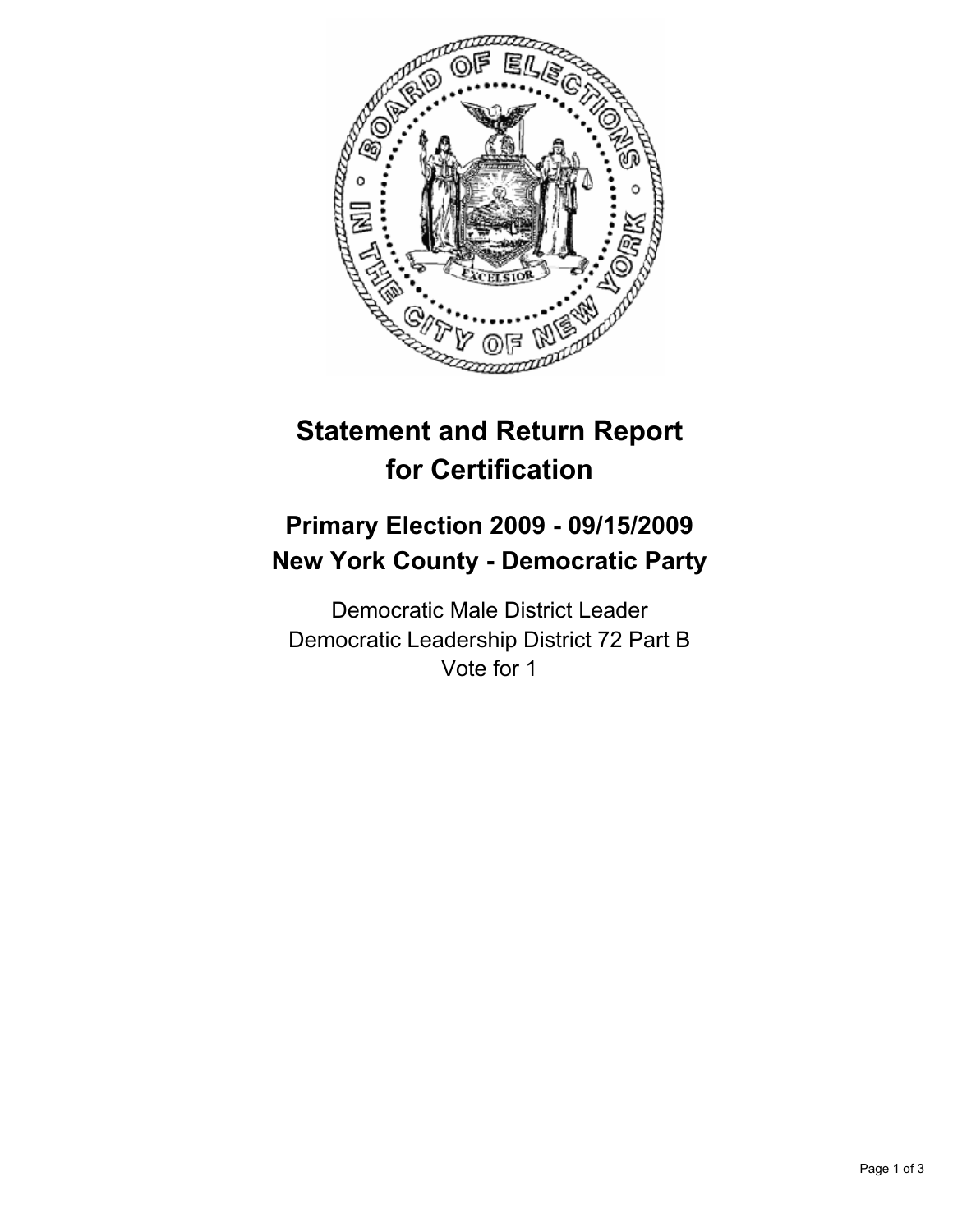# Statement and Return Report for Certification

## Primary Election 2009 - 09/15/2009
## New York County - Democratic Party

Democratic Male District Leader
Democratic Leadership District 72 Part B
Vote for 1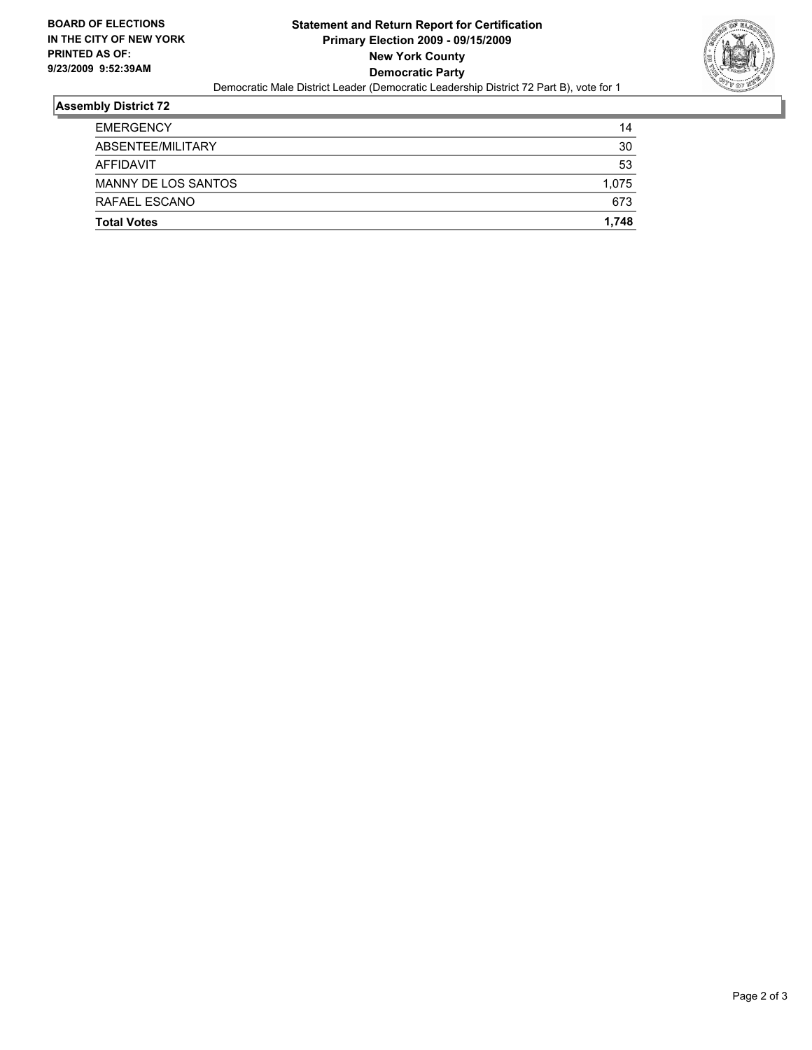**BOARD OF ELECTIONS IN THE CITY OF NEW YORK PRINTED AS OF: 9/23/2009 9:52:39AM**

# Statement and Return Report for Certification
## Primary Election 2009 - 09/15/2009
## New York County
## Democratic Party

Democratic Male District Leader (Democratic Leadership District 72 Part B), vote for 1

### Assembly District 72

| | |
|---|---|
| EMERGENCY | 14 |
| ABSENTEE/MILITARY | 30 |
| AFFIDAVIT | 53 |
| MANNY DE LOS SANTOS | 1,075 |
| RAFAEL ESCANO | 673 |
| **Total Votes** | **1,748** |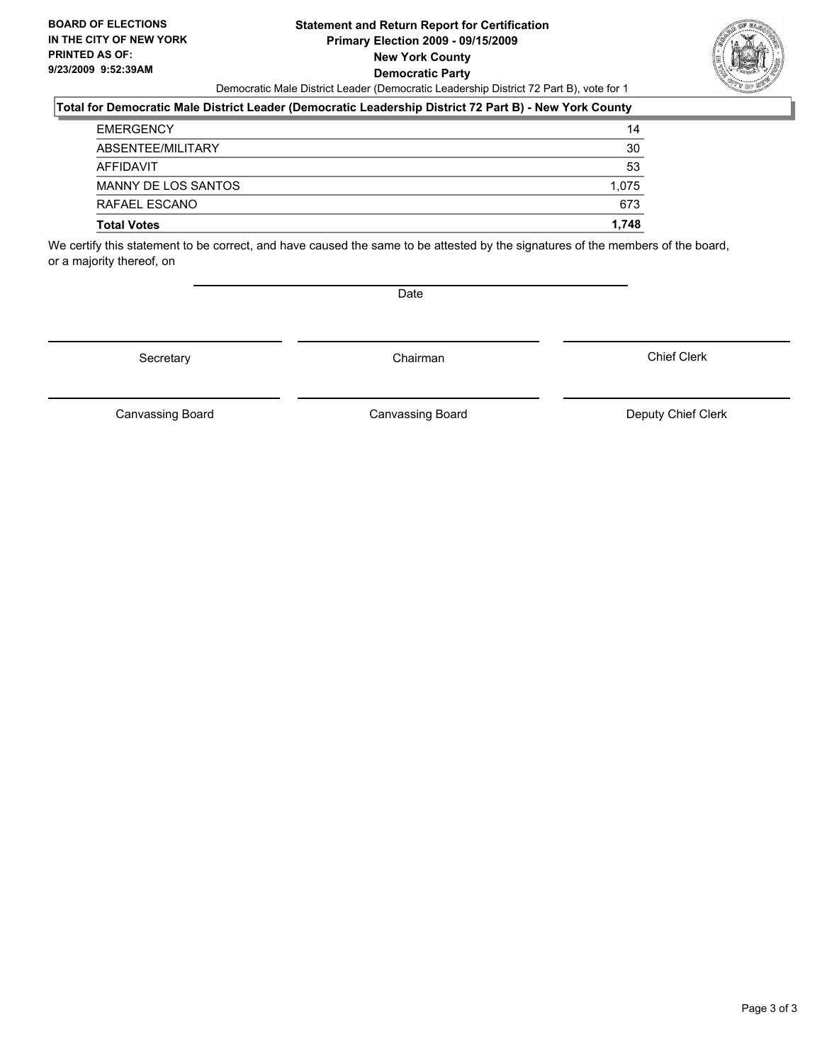**BOARD OF ELECTIONS IN THE CITY OF NEW YORK PRINTED AS OF: 9/23/2009 9:52:39AM**

# Statement and Return Report for Certification Primary Election 2009 - 09/15/2009 New York County Democratic Party

Democratic Male District Leader (Democratic Leadership District 72 Part B), vote for 1

**Total for Democratic Male District Leader (Democratic Leadership District 72 Part B) - New York County**

| | |
|---|---|
| EMERGENCY | 14 |
| ABSENTEE/MILITARY | 30 |
| AFFIDAVIT | 53 |
| MANNY DE LOS SANTOS | 1,075 |
| RAFAEL ESCANO | 673 |
| **Total Votes** | **1,748** |

We certify this statement to be correct, and have caused the same to be attested by the signatures of the members of the board, or a majority thereof, on

Date

Secretary | Chairman | Chief Clerk

Canvassing Board | Canvassing Board | Deputy Chief Clerk